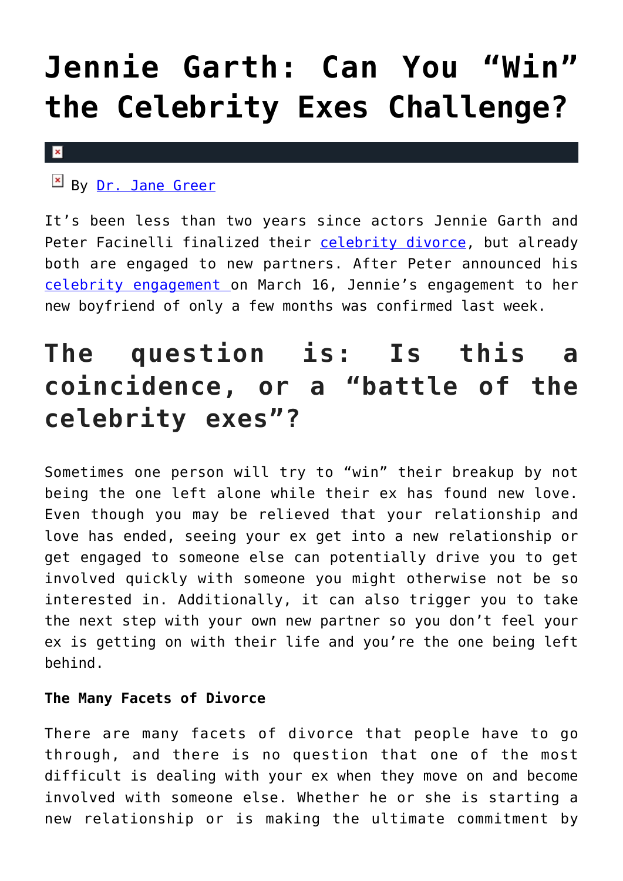# Jennie Garth: Can You "Win" the Celebrity Exes Challenge?

By Dr. Jane Greer

It's been less than two years since actors Jennie Garth and Peter Facinelli finalized their celebrity divorce, but already both are engaged to new partners. After Peter announced his celebrity engagement on March 16, Jennie's engagement to her new boyfriend of only a few months was confirmed last week.

## The question is: Is this a coincidence, or a "battle of the celebrity exes"?

Sometimes one person will try to "win" their breakup by not being the one left alone while their ex has found new love. Even though you may be relieved that your relationship and love has ended, seeing your ex get into a new relationship or get engaged to someone else can potentially drive you to get involved quickly with someone you might otherwise not be so interested in. Additionally, it can also trigger you to take the next step with your own new partner so you don't feel your ex is getting on with their life and you're the one being left behind.

**The Many Facets of Divorce**

There are many facets of divorce that people have to go through, and there is no question that one of the most difficult is dealing with your ex when they move on and become involved with someone else. Whether he or she is starting a new relationship or is making the ultimate commitment by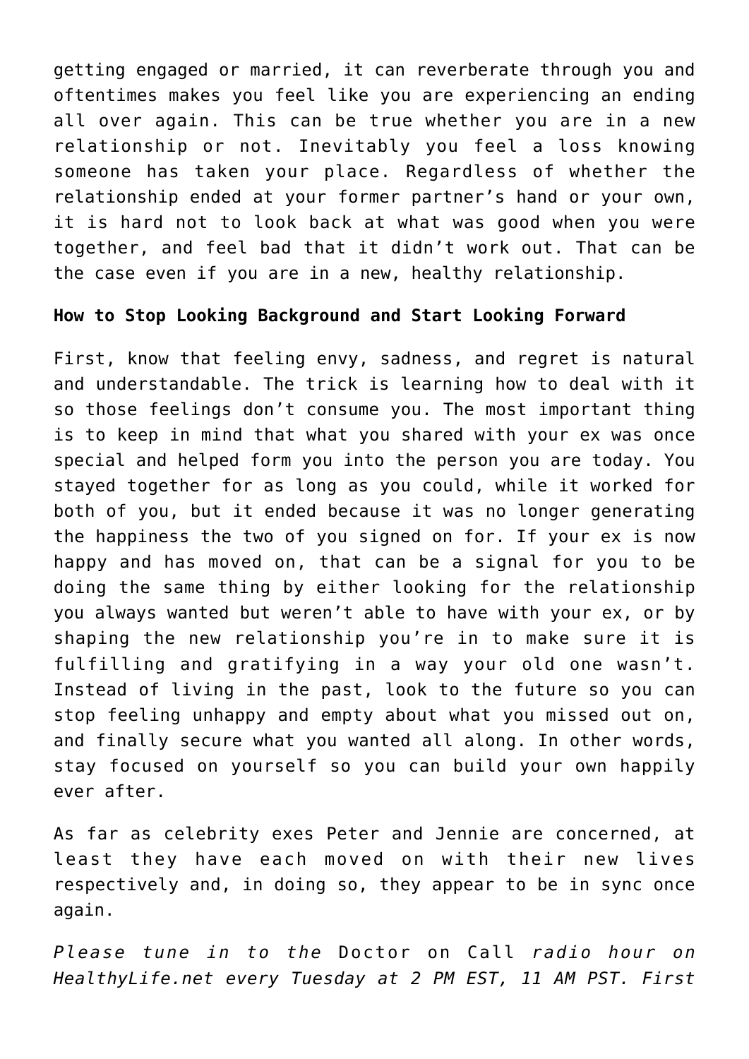getting engaged or married, it can reverberate through you and oftentimes makes you feel like you are experiencing an ending all over again. This can be true whether you are in a new relationship or not. Inevitably you feel a loss knowing someone has taken your place. Regardless of whether the relationship ended at your former partner's hand or your own, it is hard not to look back at what was good when you were together, and feel bad that it didn't work out. That can be the case even if you are in a new, healthy relationship.

**How to Stop Looking Background and Start Looking Forward**

First, know that feeling envy, sadness, and regret is natural and understandable. The trick is learning how to deal with it so those feelings don't consume you. The most important thing is to keep in mind that what you shared with your ex was once special and helped form you into the person you are today. You stayed together for as long as you could, while it worked for both of you, but it ended because it was no longer generating the happiness the two of you signed on for. If your ex is now happy and has moved on, that can be a signal for you to be doing the same thing by either looking for the relationship you always wanted but weren't able to have with your ex, or by shaping the new relationship you're in to make sure it is fulfilling and gratifying in a way your old one wasn't. Instead of living in the past, look to the future so you can stop feeling unhappy and empty about what you missed out on, and finally secure what you wanted all along. In other words, stay focused on yourself so you can build your own happily ever after.

As far as celebrity exes Peter and Jennie are concerned, at least they have each moved on with their new lives respectively and, in doing so, they appear to be in sync once again.

*Please tune in to the* Doctor on Call *radio hour on HealthyLife.net every Tuesday at 2 PM EST, 11 AM PST. First*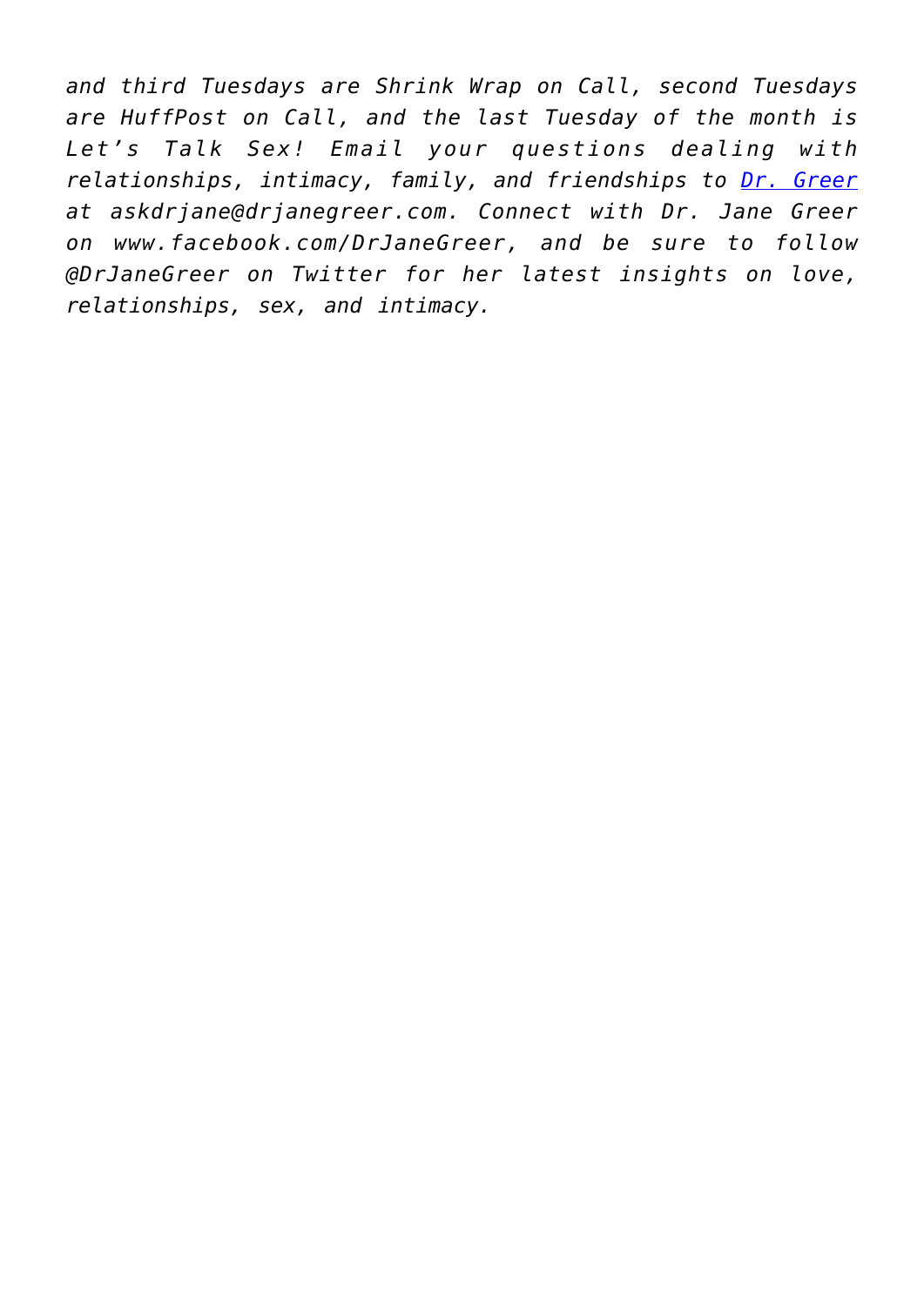*and third Tuesdays are Shrink Wrap on Call, second Tuesdays are HuffPost on Call, and the last Tuesday of the month is Let's Talk Sex! Email your questions dealing with relationships, intimacy, family, and friendships to [Dr. Greer](#) at askdrjane@drjanegreer.com. Connect with Dr. Jane Greer on www.facebook.com/DrJaneGreer, and be sure to follow @DrJaneGreer on Twitter for her latest insights on love, relationships, sex, and intimacy.*